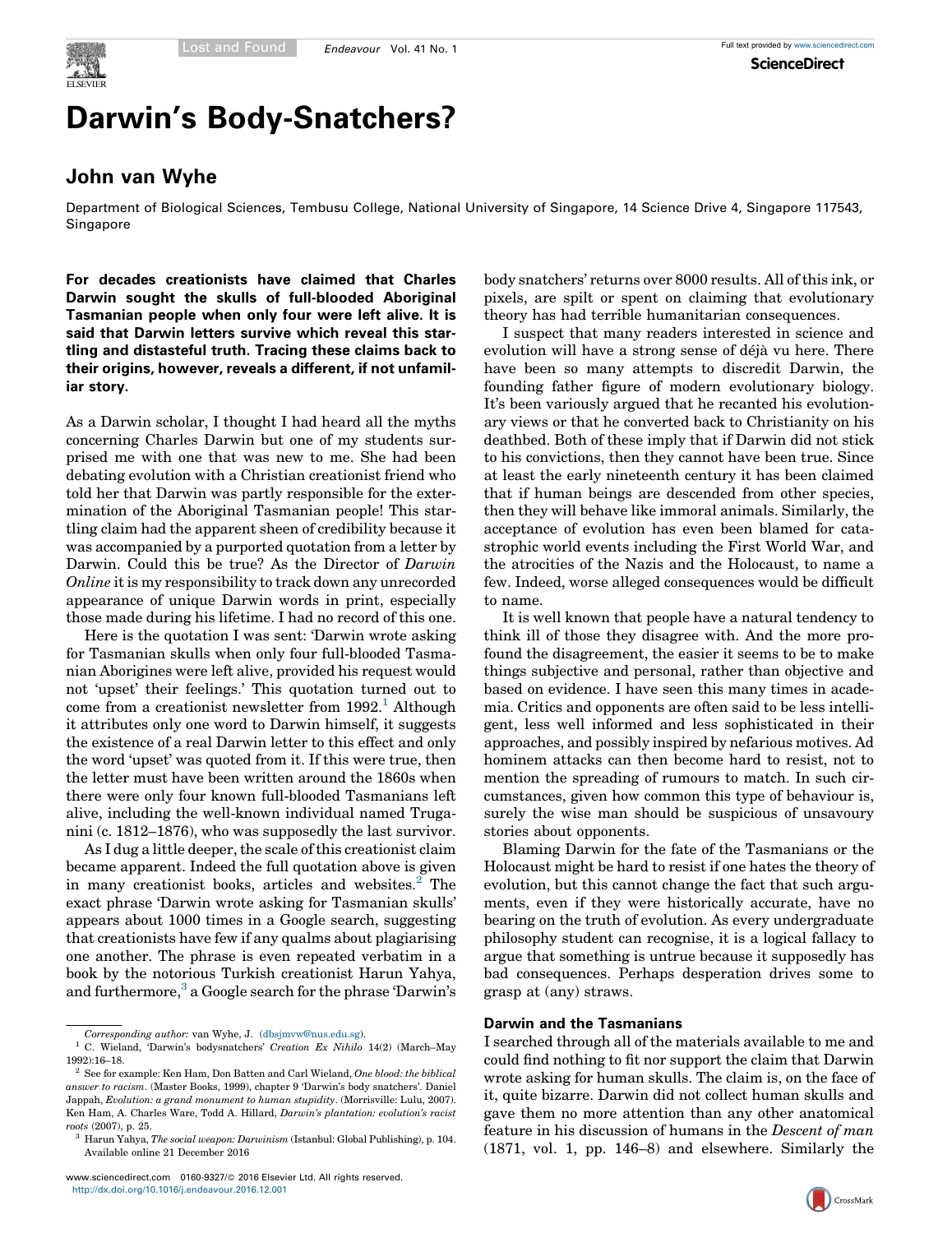# Darwin's Body-Snatchers?

## John van Wyhe

Department of Biological Sciences, Tembusu College, National University of Singapore, 14 Science Drive 4, Singapore 117543, Singapore

**For decades creationists have claimed that Charles Darwin sought the skulls of full-blooded Aboriginal Tasmanian people when only four were left alive. It is said that Darwin letters survive which reveal this startling and distasteful truth. Tracing these claims back to their origins, however, reveals a different, if not unfamiliar story.**

As a Darwin scholar, I thought I had heard all the myths concerning Charles Darwin but one of my students surprised me with one that was new to me. She had been debating evolution with a Christian creationist friend who told her that Darwin was partly responsible for the extermination of the Aboriginal Tasmanian people! This startling claim had the apparent sheen of credibility because it was accompanied by a purported quotation from a letter by Darwin. Could this be true? As the Director of *Darwin Online* it is my responsibility to track down any unrecorded appearance of unique Darwin words in print, especially those made during his lifetime. I had no record of this one.

Here is the quotation I was sent: 'Darwin wrote asking for Tasmanian skulls when only four full-blooded Tasmanian Aborigines were left alive, provided his request would not 'upset' their feelings.' This quotation turned out to come from a creationist newsletter from 1992.[1] Although it attributes only one word to Darwin himself, it suggests the existence of a real Darwin letter to this effect and only the word 'upset' was quoted from it. If this were true, then the letter must have been written around the 1860s when there were only four known full-blooded Tasmanians left alive, including the well-known individual named Truganini (c. 1812–1876), who was supposedly the last survivor.

As I dug a little deeper, the scale of this creationist claim became apparent. Indeed the full quotation above is given in many creationist books, articles and websites.[2] The exact phrase 'Darwin wrote asking for Tasmanian skulls' appears about 1000 times in a Google search, suggesting that creationists have few if any qualms about plagiarising one another. The phrase is even repeated verbatim in a book by the notorious Turkish creationist Harun Yahya, and furthermore,[3] a Google search for the phrase 'Darwin's body snatchers' returns over 8000 results. All of this ink, or pixels, are spilt or spent on claiming that evolutionary theory has had terrible humanitarian consequences.

I suspect that many readers interested in science and evolution will have a strong sense of déjà vu here. There have been so many attempts to discredit Darwin, the founding father figure of modern evolutionary biology. It's been variously argued that he recanted his evolutionary views or that he converted back to Christianity on his deathbed. Both of these imply that if Darwin did not stick to his convictions, then they cannot have been true. Since at least the early nineteenth century it has been claimed that if human beings are descended from other species, then they will behave like immoral animals. Similarly, the acceptance of evolution has even been blamed for catastrophic world events including the First World War, and the atrocities of the Nazis and the Holocaust, to name a few. Indeed, worse alleged consequences would be difficult to name.

It is well known that people have a natural tendency to think ill of those they disagree with. And the more profound the disagreement, the easier it seems to be to make things subjective and personal, rather than objective and based on evidence. I have seen this many times in academia. Critics and opponents are often said to be less intelligent, less well informed and less sophisticated in their approaches, and possibly inspired by nefarious motives. Ad hominem attacks can then become hard to resist, not to mention the spreading of rumours to match. In such circumstances, given how common this type of behaviour is, surely the wise man should be suspicious of unsavoury stories about opponents.

Blaming Darwin for the fate of the Tasmanians or the Holocaust might be hard to resist if one hates the theory of evolution, but this cannot change the fact that such arguments, even if they were historically accurate, have no bearing on the truth of evolution. As every undergraduate philosophy student can recognise, it is a logical fallacy to argue that something is untrue because it supposedly has bad consequences. Perhaps desperation drives some to grasp at (any) straws.

### Darwin and the Tasmanians

I searched through all of the materials available to me and could find nothing to fit nor support the claim that Darwin wrote asking for human skulls. The claim is, on the face of it, quite bizarre. Darwin did not collect human skulls and gave them no more attention than any other anatomical feature in his discussion of humans in the *Descent of man* (1871, vol. 1, pp. 146–8) and elsewhere. Similarly the

---

*Corresponding author:* van Wyhe, J. (dbsjmvw@nus.edu.sg).

[1] C. Wieland, 'Darwin's bodysnatchers' *Creation Ex Nihilo* 14(2) (March–May 1992):16–18.

[2] See for example: Ken Ham, Don Batten and Carl Wieland, *One blood: the biblical answer to racism*. (Master Books, 1999), chapter 9 'Darwin's body snatchers'. Daniel Jappah, *Evolution: a grand monument to human stupidity*. (Morrisville: Lulu, 2007). Ken Ham, A. Charles Ware, Todd A. Hillard, *Darwin's plantation: evolution's racist roots* (2007), p. 25.

[3] Harun Yahya, *The social weapon: Darwinism* (Istanbul: Global Publishing), p. 104.

Available online 21 December 2016

www.sciencedirect.com 0160-9327/© 2016 Elsevier Ltd. All rights reserved. http://dx.doi.org/10.1016/j.endeavour.2016.12.001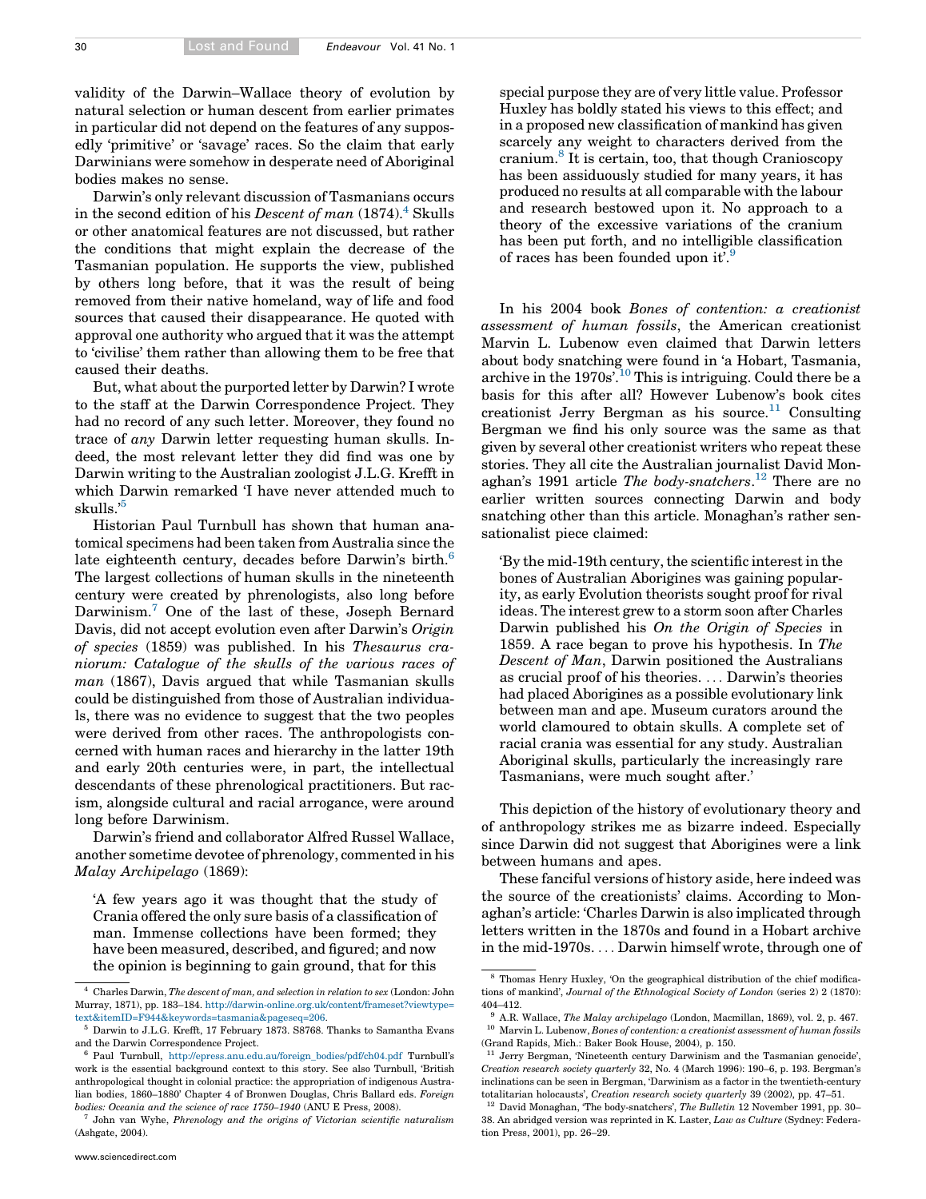validity of the Darwin–Wallace theory of evolution by natural selection or human descent from earlier primates in particular did not depend on the features of any supposedly 'primitive' or 'savage' races. So the claim that early Darwinians were somehow in desperate need of Aboriginal bodies makes no sense.

Darwin's only relevant discussion of Tasmanians occurs in the second edition of his *Descent of man* (1874).[4] Skulls or other anatomical features are not discussed, but rather the conditions that might explain the decrease of the Tasmanian population. He supports the view, published by others long before, that it was the result of being removed from their native homeland, way of life and food sources that caused their disappearance. He quoted with approval one authority who argued that it was the attempt to 'civilise' them rather than allowing them to be free that caused their deaths.

But, what about the purported letter by Darwin? I wrote to the staff at the Darwin Correspondence Project. They had no record of any such letter. Moreover, they found no trace of *any* Darwin letter requesting human skulls. Indeed, the most relevant letter they did find was one by Darwin writing to the Australian zoologist J.L.G. Krefft in which Darwin remarked 'I have never attended much to skulls.'[5]

Historian Paul Turnbull has shown that human anatomical specimens had been taken from Australia since the late eighteenth century, decades before Darwin's birth.[6] The largest collections of human skulls in the nineteenth century were created by phrenologists, also long before Darwinism.[7] One of the last of these, Joseph Bernard Davis, did not accept evolution even after Darwin's *Origin of species* (1859) was published. In his *Thesaurus craniorum: Catalogue of the skulls of the various races of man* (1867), Davis argued that while Tasmanian skulls could be distinguished from those of Australian individuals, there was no evidence to suggest that the two peoples were derived from other races. The anthropologists concerned with human races and hierarchy in the latter 19th and early 20th centuries were, in part, the intellectual descendants of these phrenological practitioners. But racism, alongside cultural and racial arrogance, were around long before Darwinism.

Darwin's friend and collaborator Alfred Russel Wallace, another sometime devotee of phrenology, commented in his *Malay Archipelago* (1869):

> 'A few years ago it was thought that the study of Crania offered the only sure basis of a classification of man. Immense collections have been formed; they have been measured, described, and figured; and now the opinion is beginning to gain ground, that for this special purpose they are of very little value. Professor Huxley has boldly stated his views to this effect; and in a proposed new classification of mankind has given scarcely any weight to characters derived from the cranium.[8] It is certain, too, that though Cranioscopy has been assiduously studied for many years, it has produced no results at all comparable with the labour and research bestowed upon it. No approach to a theory of the excessive variations of the cranium has been put forth, and no intelligible classification of races has been founded upon it'.[9]

In his 2004 book *Bones of contention: a creationist assessment of human fossils*, the American creationist Marvin L. Lubenow even claimed that Darwin letters about body snatching were found in 'a Hobart, Tasmania, archive in the 1970s'.[10] This is intriguing. Could there be a basis for this after all? However Lubenow's book cites creationist Jerry Bergman as his source.[11] Consulting Bergman we find his only source was the same as that given by several other creationist writers who repeat these stories. They all cite the Australian journalist David Monaghan's 1991 article *The body-snatchers*.[12] There are no earlier written sources connecting Darwin and body snatching other than this article. Monaghan's rather sensationalist piece claimed:

> 'By the mid-19th century, the scientific interest in the bones of Australian Aborigines was gaining popularity, as early Evolution theorists sought proof for rival ideas. The interest grew to a storm soon after Charles Darwin published his *On the Origin of Species* in 1859. A race began to prove his hypothesis. In *The Descent of Man*, Darwin positioned the Australians as crucial proof of his theories. ... Darwin's theories had placed Aborigines as a possible evolutionary link between man and ape. Museum curators around the world clamoured to obtain skulls. A complete set of racial crania was essential for any study. Australian Aboriginal skulls, particularly the increasingly rare Tasmanians, were much sought after.'

This depiction of the history of evolutionary theory and of anthropology strikes me as bizarre indeed. Especially since Darwin did not suggest that Aborigines were a link between humans and apes.

These fanciful versions of history aside, here indeed was the source of the creationists' claims. According to Monaghan's article: 'Charles Darwin is also implicated through letters written in the 1870s and found in a Hobart archive in the mid-1970s. ... Darwin himself wrote, through one of

---

[4] Charles Darwin, *The descent of man, and selection in relation to sex* (London: John Murray, 1871), pp. 183–184. http://darwin-online.org.uk/content/frameset?viewtype=text&itemID=F944&keywords=tasmania&pageseq=206.

[5] Darwin to J.L.G. Krefft, 17 February 1873. S8768. Thanks to Samantha Evans and the Darwin Correspondence Project.

[6] Paul Turnbull, http://epress.anu.edu.au/foreign_bodies/pdf/ch04.pdf Turnbull's work is the essential background context to this story. See also Turnbull, 'British anthropological thought in colonial practice: the appropriation of indigenous Australian bodies, 1860–1880' Chapter 4 of Bronwen Douglas, Chris Ballard eds. *Foreign bodies: Oceania and the science of race 1750–1940* (ANU E Press, 2008).

[7] John van Wyhe, *Phrenology and the origins of Victorian scientific naturalism* (Ashgate, 2004).

[8] Thomas Henry Huxley, 'On the geographical distribution of the chief modifications of mankind', *Journal of the Ethnological Society of London* (series 2) 2 (1870): 404–412.

[9] A.R. Wallace, *The Malay archipelago* (London, Macmillan, 1869), vol. 2, p. 467.

[10] Marvin L. Lubenow, *Bones of contention: a creationist assessment of human fossils* (Grand Rapids, Mich.: Baker Book House, 2004), p. 150.

[11] Jerry Bergman, 'Nineteenth century Darwinism and the Tasmanian genocide', *Creation research society quarterly* 32, No. 4 (March 1996): 190–6, p. 193. Bergman's inclinations can be seen in Bergman, 'Darwinism as a factor in the twentieth-century totalitarian holocausts', *Creation research society quarterly* 39 (2002), pp. 47–51.

[12] David Monaghan, 'The body-snatchers', *The Bulletin* 12 November 1991, pp. 30–38. An abridged version was reprinted in K. Laster, *Law as Culture* (Sydney: Federation Press, 2001), pp. 26–29.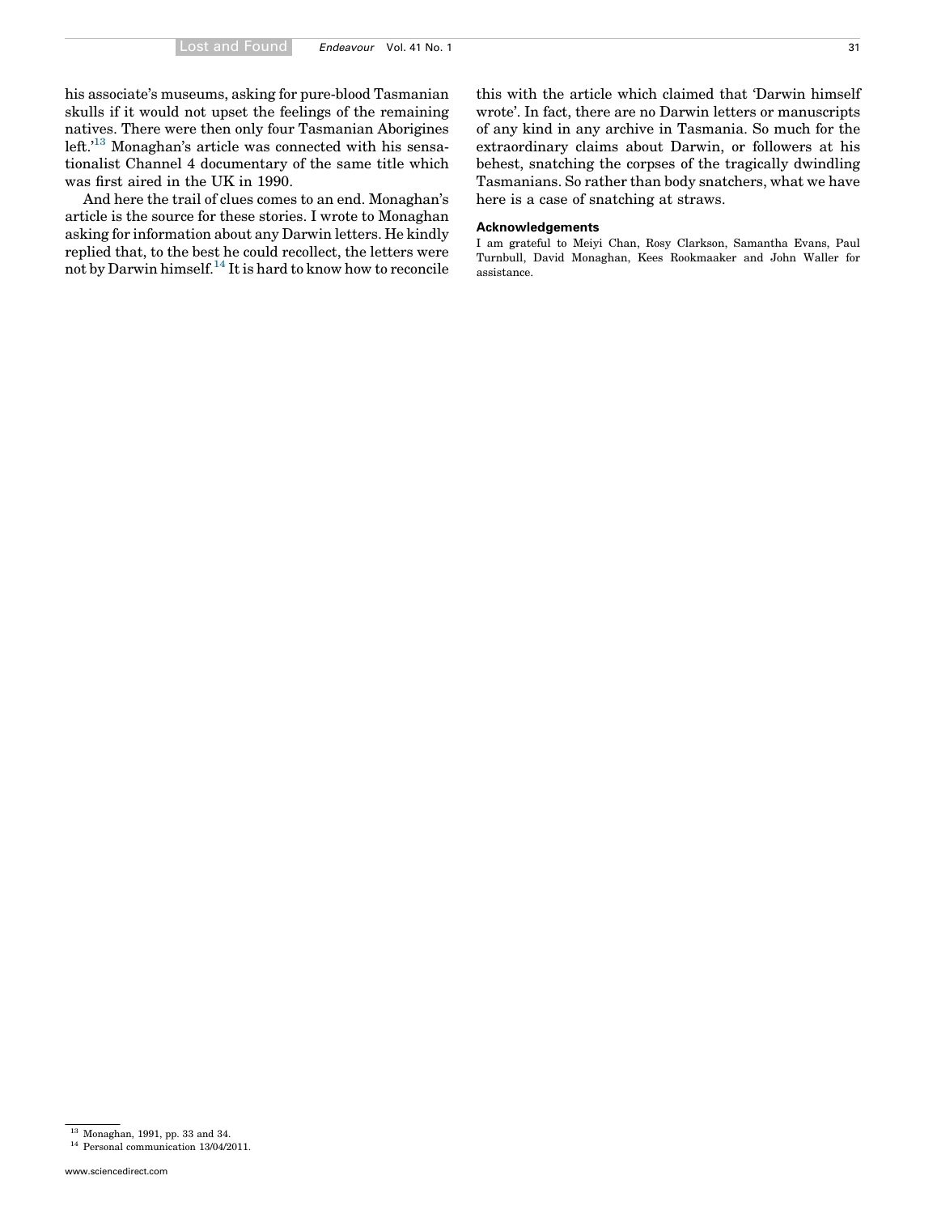his associate's museums, asking for pure-blood Tasmanian skulls if it would not upset the feelings of the remaining natives. There were then only four Tasmanian Aborigines left.'[13] Monaghan's article was connected with his sensationalist Channel 4 documentary of the same title which was first aired in the UK in 1990.

And here the trail of clues comes to an end. Monaghan's article is the source for these stories. I wrote to Monaghan asking for information about any Darwin letters. He kindly replied that, to the best he could recollect, the letters were not by Darwin himself.[14] It is hard to know how to reconcile this with the article which claimed that 'Darwin himself wrote'. In fact, there are no Darwin letters or manuscripts of any kind in any archive in Tasmania. So much for the extraordinary claims about Darwin, or followers at his behest, snatching the corpses of the tragically dwindling Tasmanians. So rather than body snatchers, what we have here is a case of snatching at straws.

### Acknowledgements

I am grateful to Meiyi Chan, Rosy Clarkson, Samantha Evans, Paul Turnbull, David Monaghan, Kees Rookmaaker and John Waller for assistance.

---

[13] Monaghan, 1991, pp. 33 and 34.

[14] Personal communication 13/04/2011.